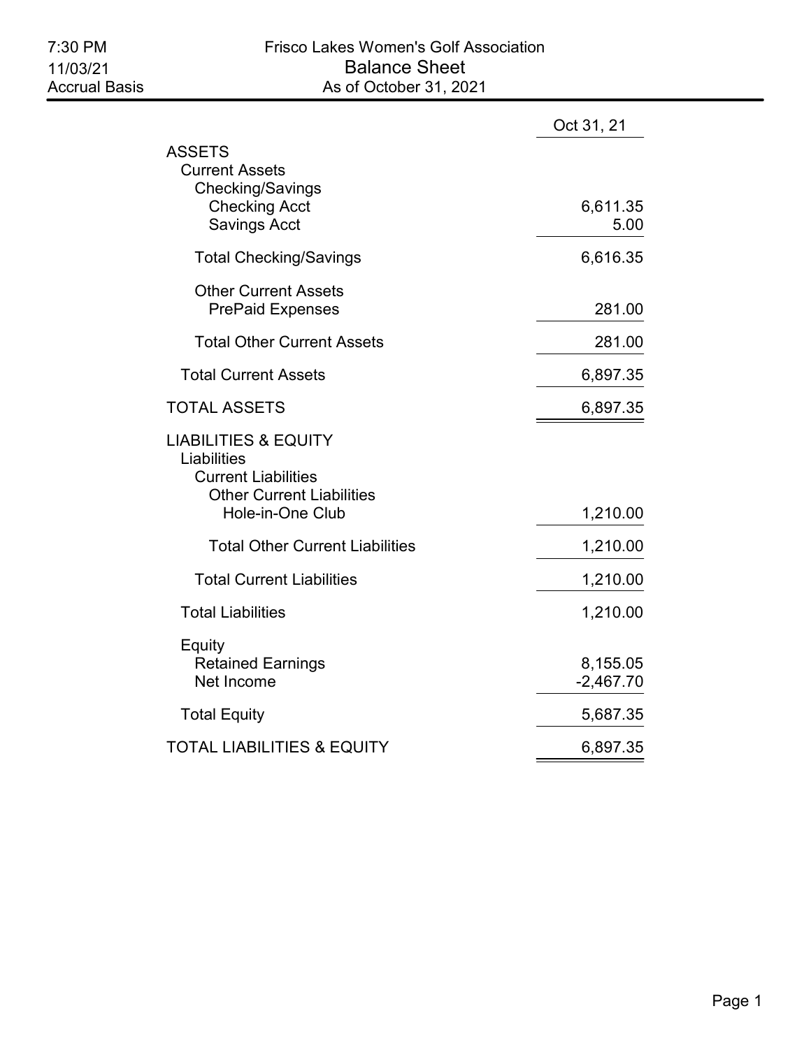# Frisco Lakes Women's Golf Association

## Balance Sheet

As of October 31, 2021

7:30 PM
11/03/21
Accrual Basis

| | Oct 31, 21 |
|---|---|
| **ASSETS** | |
| Current Assets | |
| Checking/Savings | |
| Checking Acct | 6,611.35 |
| Savings Acct | 5.00 |
| Total Checking/Savings | 6,616.35 |
| Other Current Assets | |
| PrePaid Expenses | 281.00 |
| Total Other Current Assets | 281.00 |
| Total Current Assets | 6,897.35 |
| **TOTAL ASSETS** | 6,897.35 |
| **LIABILITIES & EQUITY** | |
| Liabilities | |
| Current Liabilities | |
| Other Current Liabilities | |
| Hole-in-One Club | 1,210.00 |
| Total Other Current Liabilities | 1,210.00 |
| Total Current Liabilities | 1,210.00 |
| Total Liabilities | 1,210.00 |
| Equity | |
| Retained Earnings | 8,155.05 |
| Net Income | -2,467.70 |
| Total Equity | 5,687.35 |
| **TOTAL LIABILITIES & EQUITY** | 6,897.35 |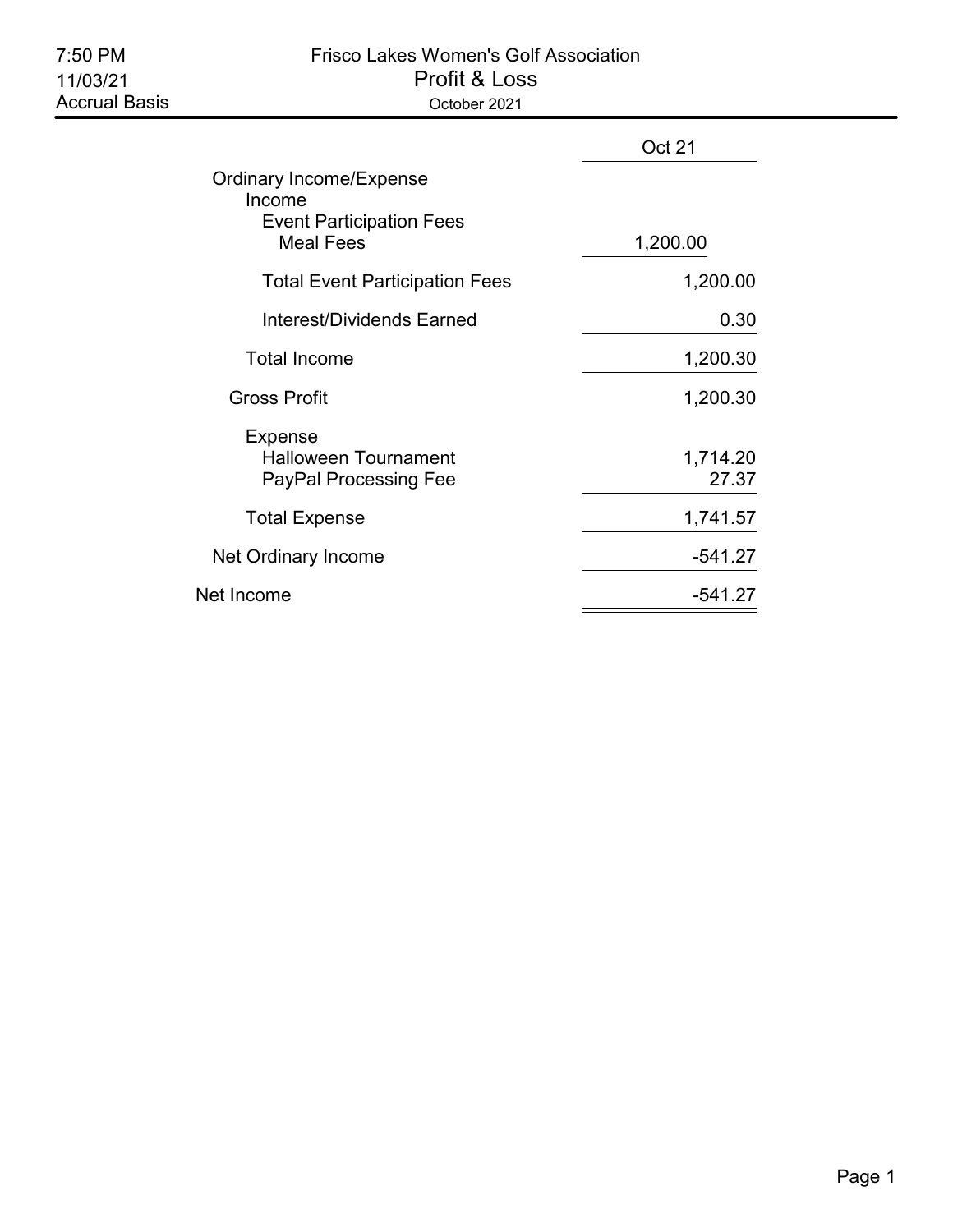7:50 PM
11/03/21
Accrual Basis

# Frisco Lakes Women's Golf Association
## Profit & Loss
October 2021

| | Oct 21 |
|---|---|
| Ordinary Income/Expense | |
| Income | |
| Event Participation Fees | |
| Meal Fees | 1,200.00 |
| Total Event Participation Fees | 1,200.00 |
| Interest/Dividends Earned | 0.30 |
| Total Income | 1,200.30 |
| Gross Profit | 1,200.30 |
| Expense | |
| Halloween Tournament | 1,714.20 |
| PayPal Processing Fee | 27.37 |
| Total Expense | 1,741.57 |
| Net Ordinary Income | -541.27 |
| Net Income | -541.27 |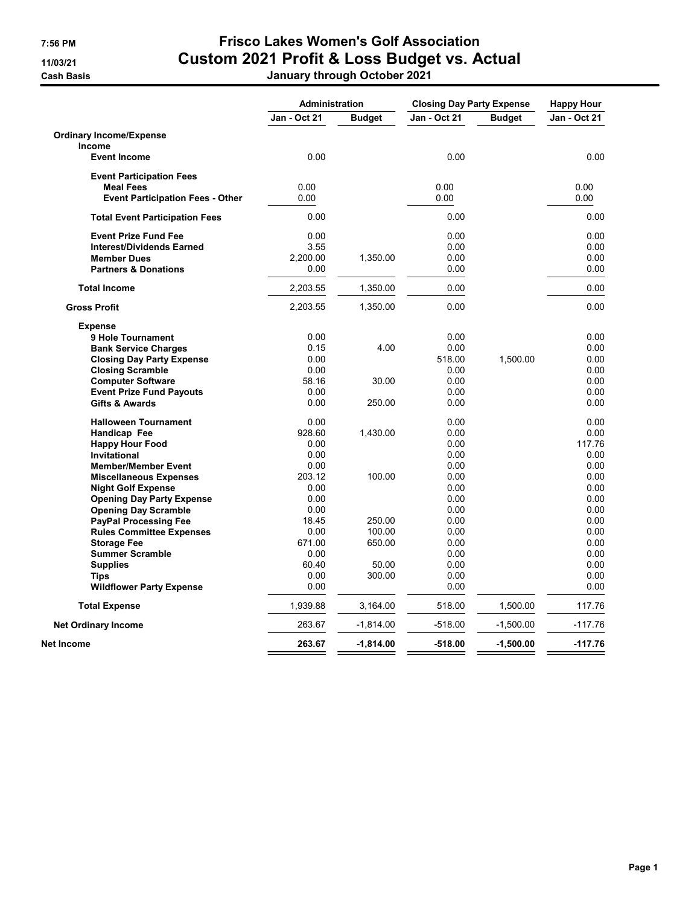# Frisco Lakes Women's Golf Association

## Custom 2021 Profit & Loss Budget vs. Actual

7:56 PM
11/03/21
Cash Basis

**January through October 2021**

| | Administration | | Closing Day Party Expense | | Happy Hour |
|---|---|---|---|---|---|
| | Jan - Oct 21 | Budget | Jan - Oct 21 | Budget | Jan - Oct 21 |
| **Ordinary Income/Expense** | | | | | |
| **Income** | | | | | |
| **Event Income** | 0.00 | | 0.00 | | 0.00 |
| **Event Participation Fees** | | | | | |
| **Meal Fees** | 0.00 | | 0.00 | | 0.00 |
| **Event Participation Fees - Other** | 0.00 | | 0.00 | | 0.00 |
| **Total Event Participation Fees** | 0.00 | | 0.00 | | 0.00 |
| **Event Prize Fund Fee** | 0.00 | | 0.00 | | 0.00 |
| **Interest/Dividends Earned** | 3.55 | | 0.00 | | 0.00 |
| **Member Dues** | 2,200.00 | 1,350.00 | 0.00 | | 0.00 |
| **Partners & Donations** | 0.00 | | 0.00 | | 0.00 |
| **Total Income** | 2,203.55 | 1,350.00 | 0.00 | | 0.00 |
| **Gross Profit** | 2,203.55 | 1,350.00 | 0.00 | | 0.00 |
| **Expense** | | | | | |
| **9 Hole Tournament** | 0.00 | | 0.00 | | 0.00 |
| **Bank Service Charges** | 0.15 | 4.00 | 0.00 | | 0.00 |
| **Closing Day Party Expense** | 0.00 | | 518.00 | 1,500.00 | 0.00 |
| **Closing Scramble** | 0.00 | | 0.00 | | 0.00 |
| **Computer Software** | 58.16 | 30.00 | 0.00 | | 0.00 |
| **Event Prize Fund Payouts** | 0.00 | | 0.00 | | 0.00 |
| **Gifts & Awards** | 0.00 | 250.00 | 0.00 | | 0.00 |
| **Halloween Tournament** | 0.00 | | 0.00 | | 0.00 |
| **Handicap Fee** | 928.60 | 1,430.00 | 0.00 | | 0.00 |
| **Happy Hour Food** | 0.00 | | 0.00 | | 117.76 |
| **Invitational** | 0.00 | | 0.00 | | 0.00 |
| **Member/Member Event** | 0.00 | | 0.00 | | 0.00 |
| **Miscellaneous Expenses** | 203.12 | 100.00 | 0.00 | | 0.00 |
| **Night Golf Expense** | 0.00 | | 0.00 | | 0.00 |
| **Opening Day Party Expense** | 0.00 | | 0.00 | | 0.00 |
| **Opening Day Scramble** | 0.00 | | 0.00 | | 0.00 |
| **PayPal Processing Fee** | 18.45 | 250.00 | 0.00 | | 0.00 |
| **Rules Committee Expenses** | 0.00 | 100.00 | 0.00 | | 0.00 |
| **Storage Fee** | 671.00 | 650.00 | 0.00 | | 0.00 |
| **Summer Scramble** | 0.00 | | 0.00 | | 0.00 |
| **Supplies** | 60.40 | 50.00 | 0.00 | | 0.00 |
| **Tips** | 0.00 | 300.00 | 0.00 | | 0.00 |
| **Wildflower Party Expense** | 0.00 | | 0.00 | | 0.00 |
| **Total Expense** | 1,939.88 | 3,164.00 | 518.00 | 1,500.00 | 117.76 |
| **Net Ordinary Income** | 263.67 | -1,814.00 | -518.00 | -1,500.00 | -117.76 |
| **Net Income** | **263.67** | **-1,814.00** | **-518.00** | **-1,500.00** | **-117.76** |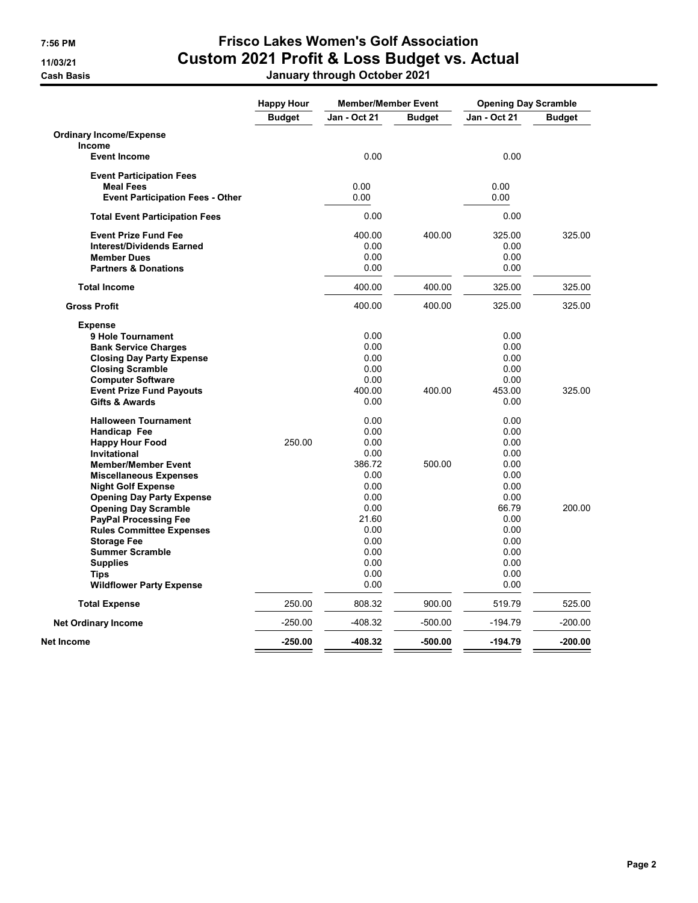# Frisco Lakes Women's Golf Association

## Custom 2021 Profit & Loss Budget vs. Actual

**January through October 2021**

7:56 PM
11/03/21
Cash Basis

| | Happy Hour | Member/Member Event | | Opening Day Scramble | |
|---|---|---|---|---|---|
| | Budget | Jan - Oct 21 | Budget | Jan - Oct 21 | Budget |
| **Ordinary Income/Expense** | | | | | |
| **Income** | | | | | |
| **Event Income** | | 0.00 | | 0.00 | |
| **Event Participation Fees** | | | | | |
| **Meal Fees** | | 0.00 | | 0.00 | |
| **Event Participation Fees - Other** | | 0.00 | | 0.00 | |
| **Total Event Participation Fees** | | 0.00 | | 0.00 | |
| **Event Prize Fund Fee** | | 400.00 | 400.00 | 325.00 | 325.00 |
| **Interest/Dividends Earned** | | 0.00 | | 0.00 | |
| **Member Dues** | | 0.00 | | 0.00 | |
| **Partners & Donations** | | 0.00 | | 0.00 | |
| **Total Income** | | 400.00 | 400.00 | 325.00 | 325.00 |
| **Gross Profit** | | 400.00 | 400.00 | 325.00 | 325.00 |
| **Expense** | | | | | |
| **9 Hole Tournament** | | 0.00 | | 0.00 | |
| **Bank Service Charges** | | 0.00 | | 0.00 | |
| **Closing Day Party Expense** | | 0.00 | | 0.00 | |
| **Closing Scramble** | | 0.00 | | 0.00 | |
| **Computer Software** | | 0.00 | | 0.00 | |
| **Event Prize Fund Payouts** | | 400.00 | 400.00 | 453.00 | 325.00 |
| **Gifts & Awards** | | 0.00 | | 0.00 | |
| **Halloween Tournament** | | 0.00 | | 0.00 | |
| **Handicap Fee** | | 0.00 | | 0.00 | |
| **Happy Hour Food** | 250.00 | 0.00 | | 0.00 | |
| **Invitational** | | 0.00 | | 0.00 | |
| **Member/Member Event** | | 386.72 | 500.00 | 0.00 | |
| **Miscellaneous Expenses** | | 0.00 | | 0.00 | |
| **Night Golf Expense** | | 0.00 | | 0.00 | |
| **Opening Day Party Expense** | | 0.00 | | 0.00 | |
| **Opening Day Scramble** | | 0.00 | | 66.79 | 200.00 |
| **PayPal Processing Fee** | | 21.60 | | 0.00 | |
| **Rules Committee Expenses** | | 0.00 | | 0.00 | |
| **Storage Fee** | | 0.00 | | 0.00 | |
| **Summer Scramble** | | 0.00 | | 0.00 | |
| **Supplies** | | 0.00 | | 0.00 | |
| **Tips** | | 0.00 | | 0.00 | |
| **Wildflower Party Expense** | | 0.00 | | 0.00 | |
| **Total Expense** | 250.00 | 808.32 | 900.00 | 519.79 | 525.00 |
| **Net Ordinary Income** | -250.00 | -408.32 | -500.00 | -194.79 | -200.00 |
| **Net Income** | **-250.00** | **-408.32** | **-500.00** | **-194.79** | **-200.00** |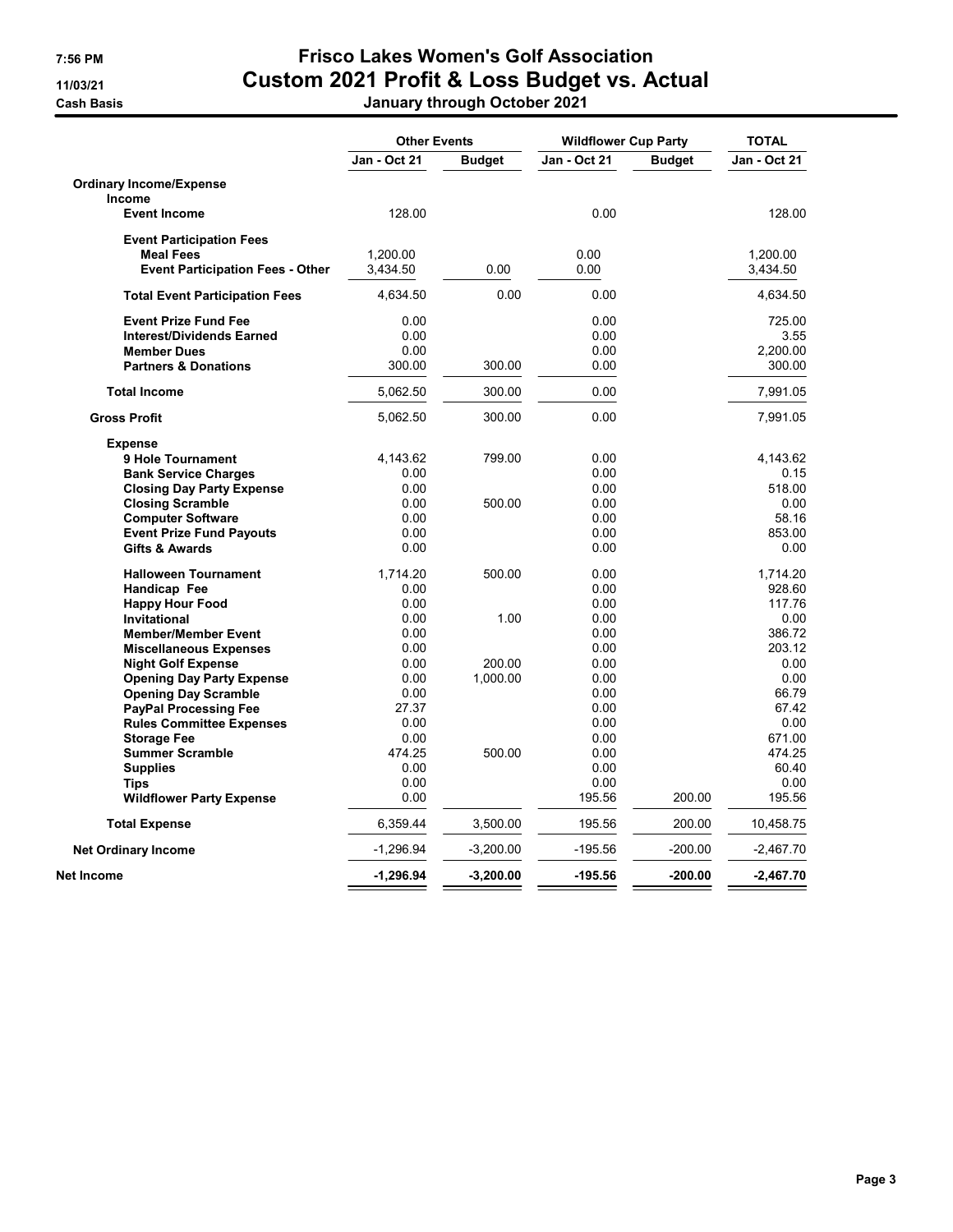# Frisco Lakes Women's Golf Association

## Custom 2021 Profit & Loss Budget vs. Actual

7:56 PM
11/03/21
Cash Basis

### January through October 2021

| | Other Events | | Wildflower Cup Party | | TOTAL |
|---|---|---|---|---|---|
| | Jan - Oct 21 | Budget | Jan - Oct 21 | Budget | Jan - Oct 21 |
| **Ordinary Income/Expense** | | | | | |
| **Income** | | | | | |
| **Event Income** | 128.00 | | 0.00 | | 128.00 |
| **Event Participation Fees** | | | | | |
| **Meal Fees** | 1,200.00 | | 0.00 | | 1,200.00 |
| **Event Participation Fees - Other** | 3,434.50 | 0.00 | 0.00 | | 3,434.50 |
| **Total Event Participation Fees** | 4,634.50 | 0.00 | 0.00 | | 4,634.50 |
| **Event Prize Fund Fee** | 0.00 | | 0.00 | | 725.00 |
| **Interest/Dividends Earned** | 0.00 | | 0.00 | | 3.55 |
| **Member Dues** | 0.00 | | 0.00 | | 2,200.00 |
| **Partners & Donations** | 300.00 | 300.00 | 0.00 | | 300.00 |
| **Total Income** | 5,062.50 | 300.00 | 0.00 | | 7,991.05 |
| **Gross Profit** | 5,062.50 | 300.00 | 0.00 | | 7,991.05 |
| **Expense** | | | | | |
| **9 Hole Tournament** | 4,143.62 | 799.00 | 0.00 | | 4,143.62 |
| **Bank Service Charges** | 0.00 | | 0.00 | | 0.15 |
| **Closing Day Party Expense** | 0.00 | | 0.00 | | 518.00 |
| **Closing Scramble** | 0.00 | 500.00 | 0.00 | | 0.00 |
| **Computer Software** | 0.00 | | 0.00 | | 58.16 |
| **Event Prize Fund Payouts** | 0.00 | | 0.00 | | 853.00 |
| **Gifts & Awards** | 0.00 | | 0.00 | | 0.00 |
| **Halloween Tournament** | 1,714.20 | 500.00 | 0.00 | | 1,714.20 |
| **Handicap Fee** | 0.00 | | 0.00 | | 928.60 |
| **Happy Hour Food** | 0.00 | | 0.00 | | 117.76 |
| **Invitational** | 0.00 | 1.00 | 0.00 | | 0.00 |
| **Member/Member Event** | 0.00 | | 0.00 | | 386.72 |
| **Miscellaneous Expenses** | 0.00 | | 0.00 | | 203.12 |
| **Night Golf Expense** | 0.00 | 200.00 | 0.00 | | 0.00 |
| **Opening Day Party Expense** | 0.00 | 1,000.00 | 0.00 | | 0.00 |
| **Opening Day Scramble** | 0.00 | | 0.00 | | 66.79 |
| **PayPal Processing Fee** | 27.37 | | 0.00 | | 67.42 |
| **Rules Committee Expenses** | 0.00 | | 0.00 | | 0.00 |
| **Storage Fee** | 0.00 | | 0.00 | | 671.00 |
| **Summer Scramble** | 474.25 | 500.00 | 0.00 | | 474.25 |
| **Supplies** | 0.00 | | 0.00 | | 60.40 |
| **Tips** | 0.00 | | 0.00 | | 0.00 |
| **Wildflower Party Expense** | 0.00 | | 195.56 | 200.00 | 195.56 |
| **Total Expense** | 6,359.44 | 3,500.00 | 195.56 | 200.00 | 10,458.75 |
| **Net Ordinary Income** | -1,296.94 | -3,200.00 | -195.56 | -200.00 | -2,467.70 |
| **Net Income** | **-1,296.94** | **-3,200.00** | **-195.56** | **-200.00** | **-2,467.70** |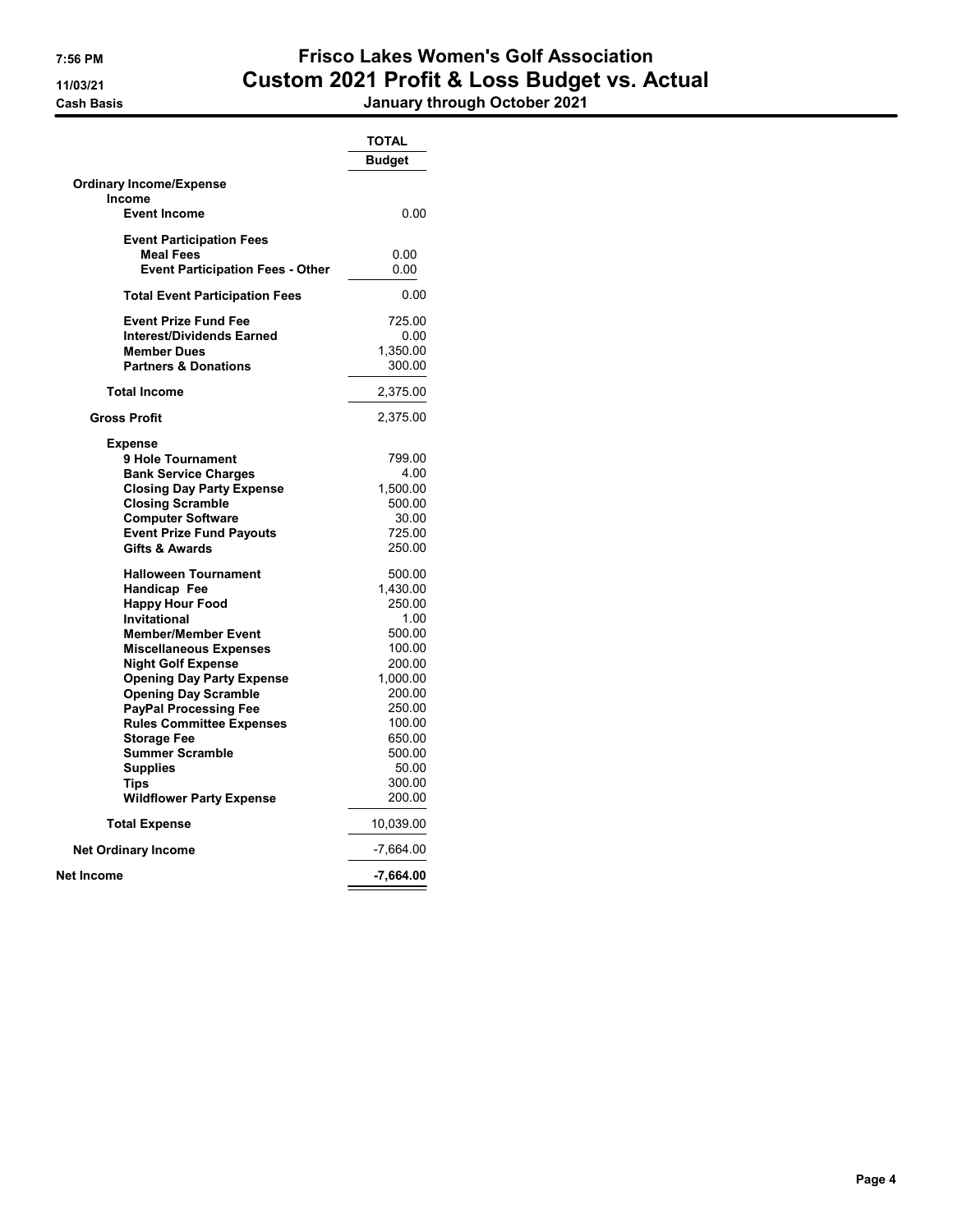# Frisco Lakes Women's Golf Association

## Custom 2021 Profit & Loss Budget vs. Actual

7:56 PM
11/03/21
Cash Basis

**January through October 2021**

| | TOTAL |
|---|---|
| | **Budget** |
| **Ordinary Income/Expense** | |
| **Income** | |
| **Event Income** | 0.00 |
| **Event Participation Fees** | |
| **Meal Fees** | 0.00 |
| **Event Participation Fees - Other** | 0.00 |
| **Total Event Participation Fees** | 0.00 |
| **Event Prize Fund Fee** | 725.00 |
| **Interest/Dividends Earned** | 0.00 |
| **Member Dues** | 1,350.00 |
| **Partners & Donations** | 300.00 |
| **Total Income** | 2,375.00 |
| **Gross Profit** | 2,375.00 |
| **Expense** | |
| **9 Hole Tournament** | 799.00 |
| **Bank Service Charges** | 4.00 |
| **Closing Day Party Expense** | 1,500.00 |
| **Closing Scramble** | 500.00 |
| **Computer Software** | 30.00 |
| **Event Prize Fund Payouts** | 725.00 |
| **Gifts & Awards** | 250.00 |
| **Halloween Tournament** | 500.00 |
| **Handicap Fee** | 1,430.00 |
| **Happy Hour Food** | 250.00 |
| **Invitational** | 1.00 |
| **Member/Member Event** | 500.00 |
| **Miscellaneous Expenses** | 100.00 |
| **Night Golf Expense** | 200.00 |
| **Opening Day Party Expense** | 1,000.00 |
| **Opening Day Scramble** | 200.00 |
| **PayPal Processing Fee** | 250.00 |
| **Rules Committee Expenses** | 100.00 |
| **Storage Fee** | 650.00 |
| **Summer Scramble** | 500.00 |
| **Supplies** | 50.00 |
| **Tips** | 300.00 |
| **Wildflower Party Expense** | 200.00 |
| **Total Expense** | 10,039.00 |
| **Net Ordinary Income** | -7,664.00 |
| **Net Income** | **-7,664.00** |